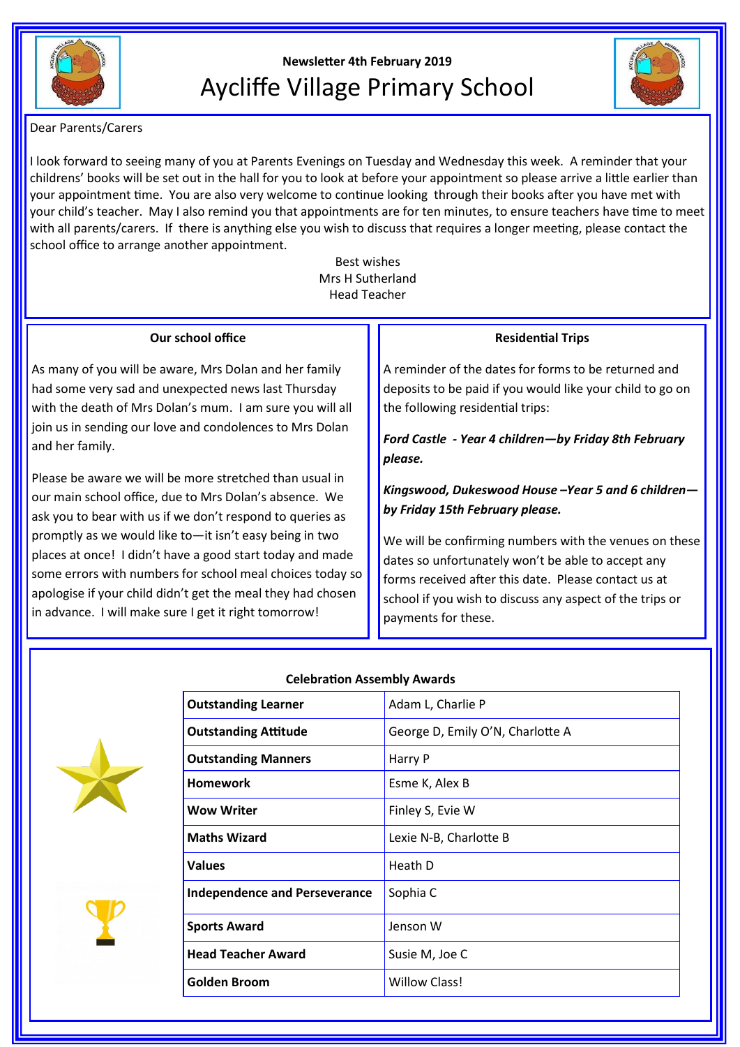Newsletter 4th February 2019

# Aycliffe Village Primary School

Dear Parents/Carers

I look forward to seeing many of you at Parents Evenings on Tuesday and Wednesday this week. A reminder that your childrens' books will be set out in the hall for you to look at before your appointment so please arrive a little earlier than your appointment time. You are also very welcome to continue looking through their books after you have met with your child's teacher. May I also remind you that appointments are for ten minutes, to ensure teachers have time to meet with all parents/carers. If there is anything else you wish to discuss that requires a longer meeting, please contact the school office to arrange another appointment.

Best wishes
Mrs H Sutherland
Head Teacher

## Our school office

As many of you will be aware, Mrs Dolan and her family had some very sad and unexpected news last Thursday with the death of Mrs Dolan's mum. I am sure you will all join us in sending our love and condolences to Mrs Dolan and her family.

Please be aware we will be more stretched than usual in our main school office, due to Mrs Dolan's absence. We ask you to bear with us if we don't respond to queries as promptly as we would like to—it isn't easy being in two places at once! I didn't have a good start today and made some errors with numbers for school meal choices today so apologise if your child didn't get the meal they had chosen in advance. I will make sure I get it right tomorrow!

## Residential Trips

A reminder of the dates for forms to be returned and deposits to be paid if you would like your child to go on the following residential trips:

***Ford Castle - Year 4 children—by Friday 8th February please.***

***Kingswood, Dukeswood House –Year 5 and 6 children—by Friday 15th February please.***

We will be confirming numbers with the venues on these dates so unfortunately won't be able to accept any forms received after this date. Please contact us at school if you wish to discuss any aspect of the trips or payments for these.

## Celebration Assembly Awards

| Award | Recipients |
|---|---|
| **Outstanding Learner** | Adam L, Charlie P |
| **Outstanding Attitude** | George D, Emily O'N, Charlotte A |
| **Outstanding Manners** | Harry P |
| **Homework** | Esme K, Alex B |
| **Wow Writer** | Finley S, Evie W |
| **Maths Wizard** | Lexie N-B, Charlotte B |
| **Values** | Heath D |
| **Independence and Perseverance** | Sophia C |
| **Sports Award** | Jenson W |
| **Head Teacher Award** | Susie M, Joe C |
| **Golden Broom** | Willow Class! |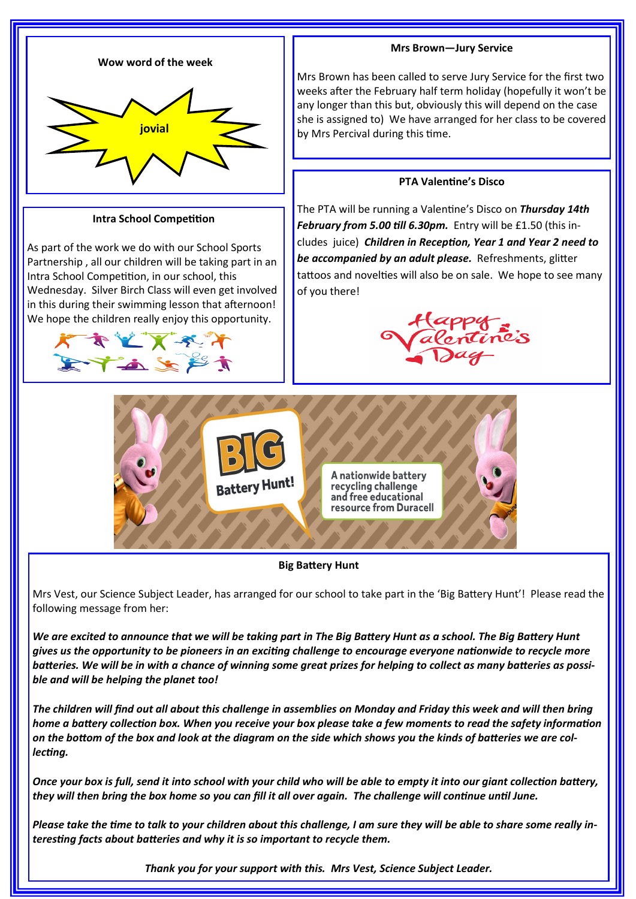## Wow word of the week

jovial

## Mrs Brown—Jury Service

Mrs Brown has been called to serve Jury Service for the first two weeks after the February half term holiday (hopefully it won't be any longer than this but, obviously this will depend on the case she is assigned to) We have arranged for her class to be covered by Mrs Percival during this time.

## Intra School Competition

As part of the work we do with our School Sports Partnership , all our children will be taking part in an Intra School Competition, in our school, this Wednesday. Silver Birch Class will even get involved in this during their swimming lesson that afternoon! We hope the children really enjoy this opportunity.

## PTA Valentine's Disco

The PTA will be running a Valentine's Disco on ***Thursday 14th February from 5.00 till 6.30pm.*** Entry will be £1.50 (this includes juice) ***Children in Reception, Year 1 and Year 2 need to be accompanied by an adult please.*** Refreshments, glitter tattoos and novelties will also be on sale. We hope to see many of you there!

Happy Valentine's Day

BIG Battery Hunt!

A nationwide battery recycling challenge and free educational resource from Duracell

## Big Battery Hunt

Mrs Vest, our Science Subject Leader, has arranged for our school to take part in the 'Big Battery Hunt'! Please read the following message from her:

***We are excited to announce that we will be taking part in The Big Battery Hunt as a school. The Big Battery Hunt gives us the opportunity to be pioneers in an exciting challenge to encourage everyone nationwide to recycle more batteries. We will be in with a chance of winning some great prizes for helping to collect as many batteries as possible and will be helping the planet too!***

***The children will find out all about this challenge in assemblies on Monday and Friday this week and will then bring home a battery collection box. When you receive your box please take a few moments to read the safety information on the bottom of the box and look at the diagram on the side which shows you the kinds of batteries we are collecting.***

***Once your box is full, send it into school with your child who will be able to empty it into our giant collection battery, they will then bring the box home so you can fill it all over again. The challenge will continue until June.***

***Please take the time to talk to your children about this challenge, I am sure they will be able to share some really interesting facts about batteries and why it is so important to recycle them.***

***Thank you for your support with this. Mrs Vest, Science Subject Leader.***